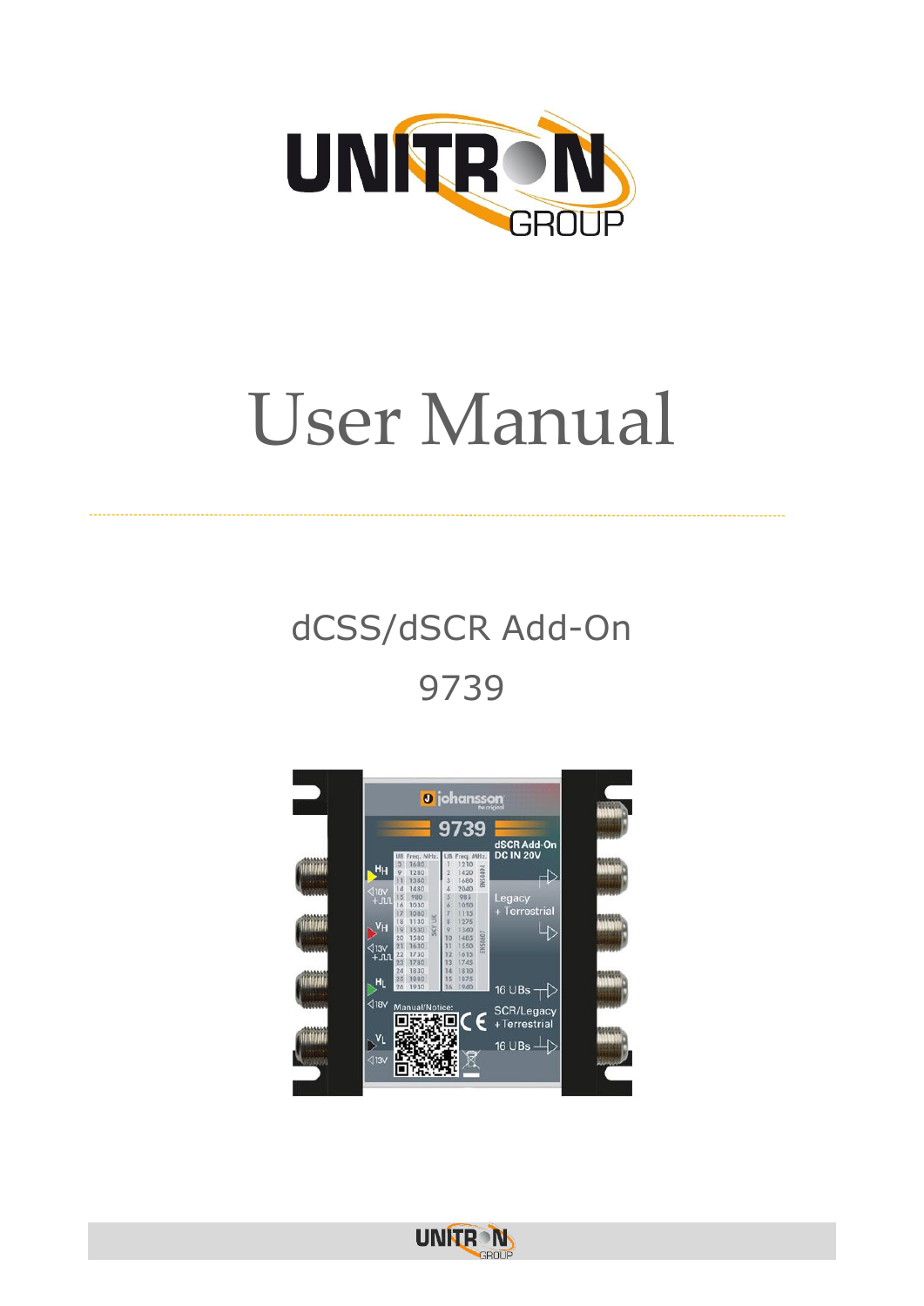# User Manual

## dCSS/dSCR Add-On

## 9739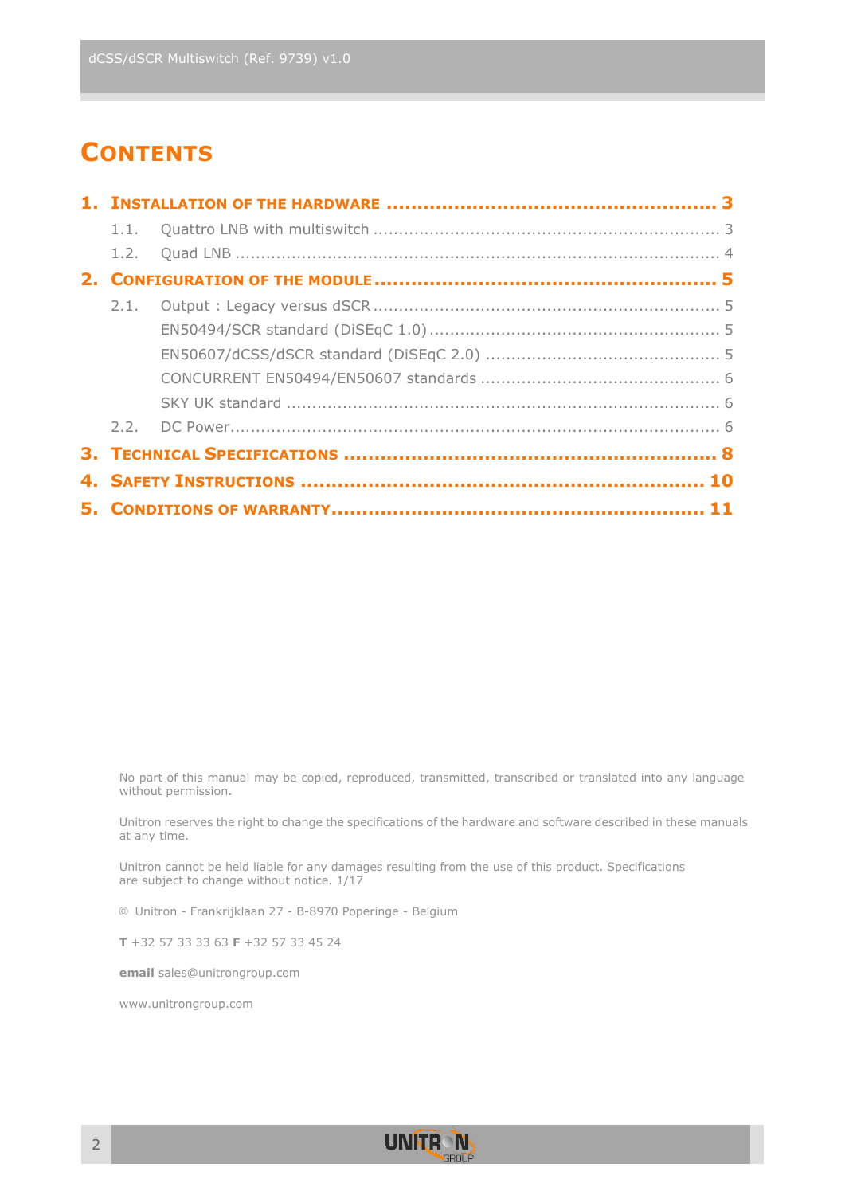# Contents

1. **Installation of the hardware** ........ 3
   - 1.1. Quattro LNB with multiswitch ........ 3
   - 1.2. Quad LNB ........ 4
2. **Configuration of the module** ........ 5
   - 2.1. Output : Legacy versus dSCR ........ 5
     - EN50494/SCR standard (DiSEqC 1.0) ........ 5
     - EN50607/dCSS/dSCR standard (DiSEqC 2.0) ........ 5
     - CONCURRENT EN50494/EN50607 standards ........ 6
     - SKY UK standard ........ 6
   - 2.2. DC Power ........ 6
3. **Technical Specifications** ........ 8
4. **Safety Instructions** ........ 10
5. **Conditions of warranty** ........ 11

No part of this manual may be copied, reproduced, transmitted, transcribed or translated into any language without permission.

Unitron reserves the right to change the specifications of the hardware and software described in these manuals at any time.

Unitron cannot be held liable for any damages resulting from the use of this product. Specifications are subject to change without notice. 1/17

© Unitron - Frankrijklaan 27 - B-8970 Poperinge - Belgium

**T** +32 57 33 33 63 **F** +32 57 33 45 24

**email** sales@unitrongroup.com

www.unitrongroup.com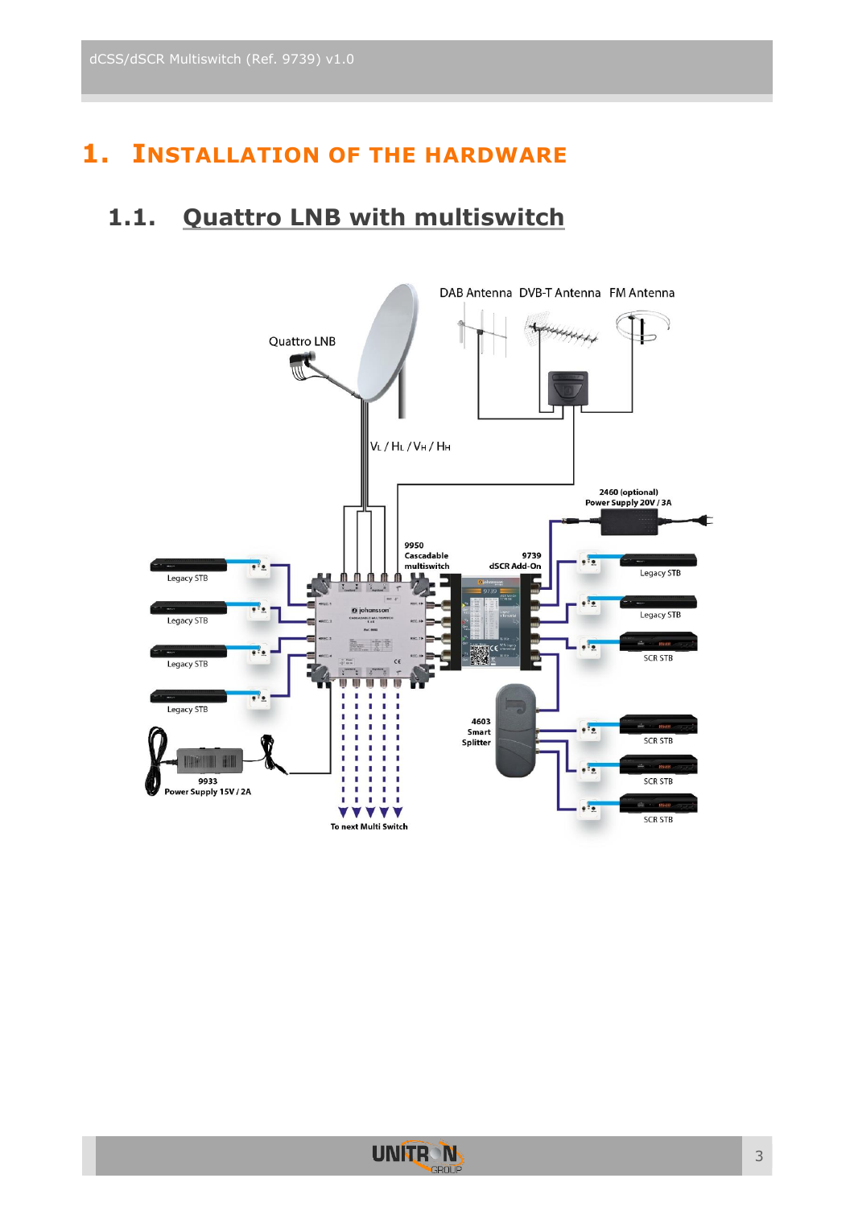# 1. Installation of the hardware

## 1.1. Quattro LNB with multiswitch

Quattro LNB

DAB Antenna DVB-T Antenna FM Antenna

$V_L$ / $H_L$ / $V_H$ / $H_H$

2460 (optional)
Power Supply 20V / 3A

9950
Cascadable
multiswitch

9739
dSCR Add-On

Legacy STB

Legacy STB

Legacy STB

Legacy STB

Legacy STB

Legacy STB

SCR STB

4603
Smart
Splitter

SCR STB

SCR STB

SCR STB

9933
Power Supply 15V / 2A

To next Multi Switch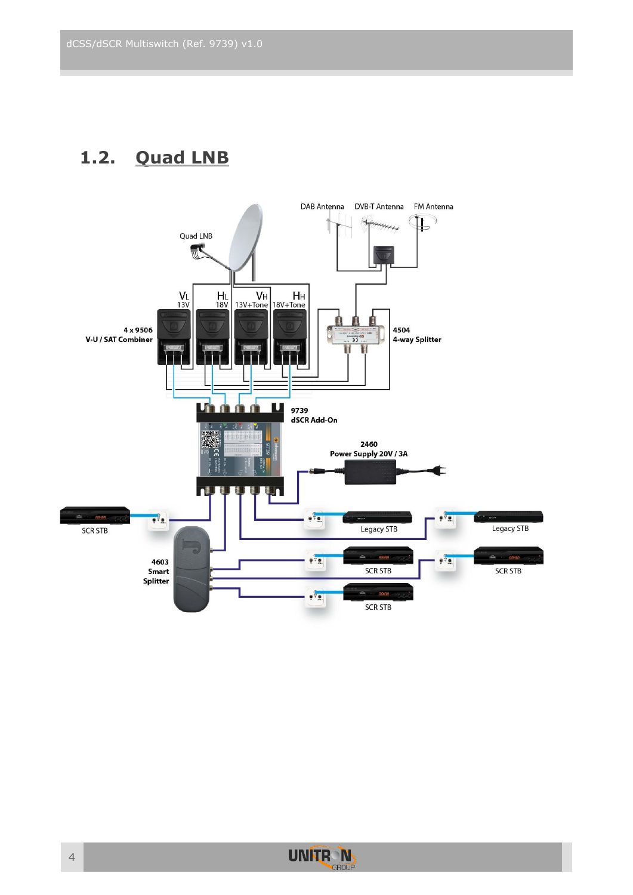## 1.2. Quad LNB

Quad LNB

DAB Antenna DVB-T Antenna FM Antenna

VL 13V

HL 18V

VH 13V+Tone

HH 18V+Tone

4 x 9506 V-U / SAT Combiner

4504 4-way Splitter

9739 dSCR Add-On

2460 Power Supply 20V / 3A

SCR STB

Legacy STB

Legacy STB

4603 Smart Splitter

SCR STB

SCR STB

SCR STB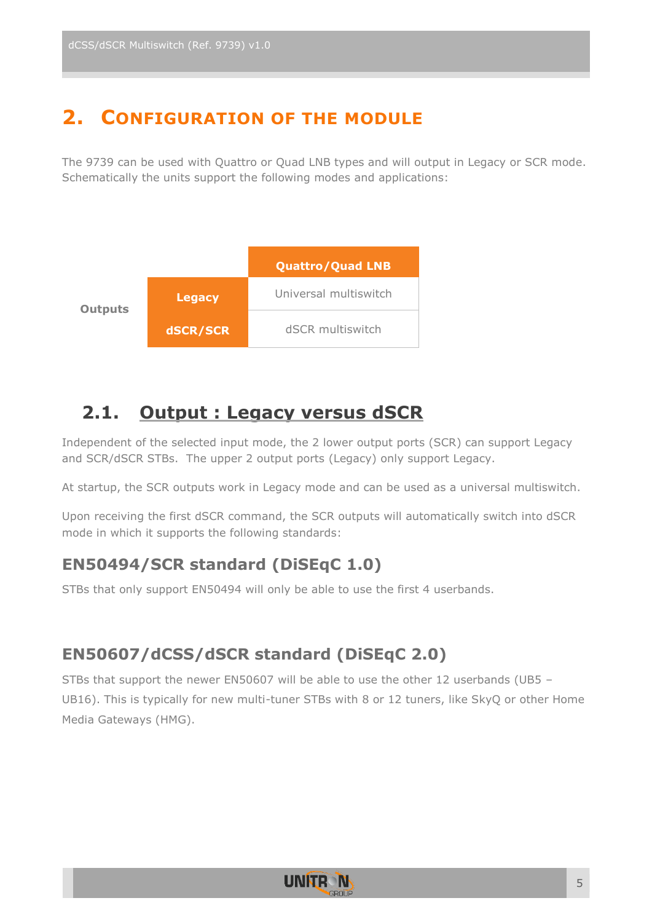# 2. Configuration of the module

The 9739 can be used with Quattro or Quad LNB types and will output in Legacy or SCR mode. Schematically the units support the following modes and applications:

| | | Quattro/Quad LNB |
|---|---|---|
| Outputs | Legacy | Universal multiswitch |
| | dSCR/SCR | dSCR multiswitch |

## 2.1. Output : Legacy versus dSCR

Independent of the selected input mode, the 2 lower output ports (SCR) can support Legacy and SCR/dSCR STBs. The upper 2 output ports (Legacy) only support Legacy.

At startup, the SCR outputs work in Legacy mode and can be used as a universal multiswitch.

Upon receiving the first dSCR command, the SCR outputs will automatically switch into dSCR mode in which it supports the following standards:

### EN50494/SCR standard (DiSEqC 1.0)

STBs that only support EN50494 will only be able to use the first 4 userbands.

### EN50607/dCSS/dSCR standard (DiSEqC 2.0)

STBs that support the newer EN50607 will be able to use the other 12 userbands (UB5 – UB16). This is typically for new multi-tuner STBs with 8 or 12 tuners, like SkyQ or other Home Media Gateways (HMG).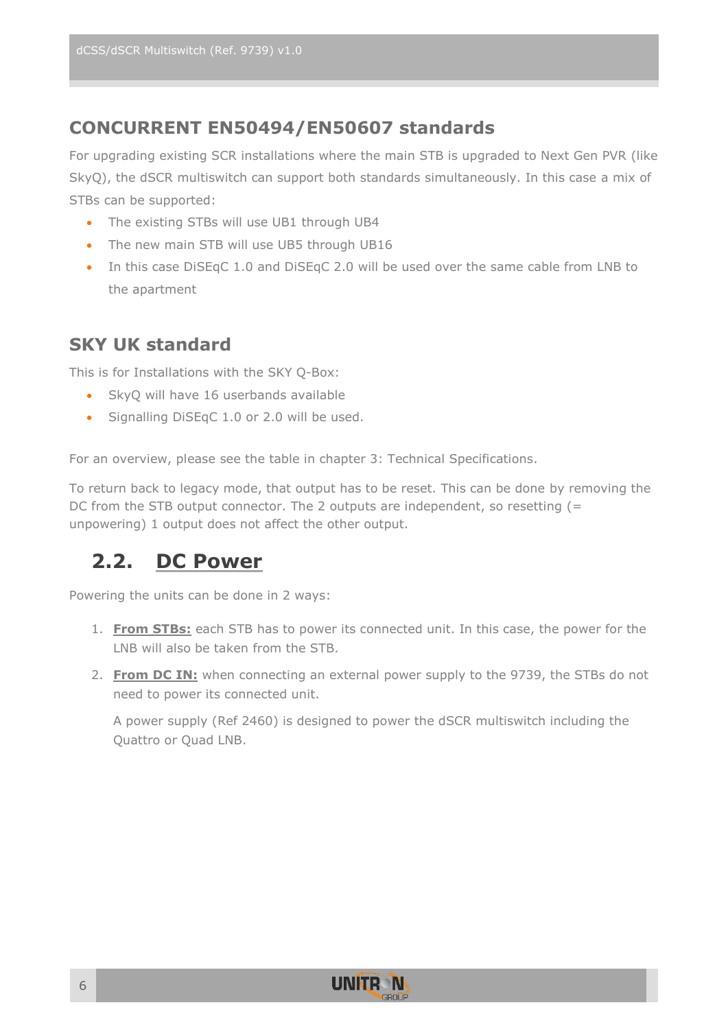### CONCURRENT EN50494/EN50607 standards

For upgrading existing SCR installations where the main STB is upgraded to Next Gen PVR (like SkyQ), the dSCR multiswitch can support both standards simultaneously. In this case a mix of STBs can be supported:

- The existing STBs will use UB1 through UB4
- The new main STB will use UB5 through UB16
- In this case DiSEqC 1.0 and DiSEqC 2.0 will be used over the same cable from LNB to the apartment

### SKY UK standard

This is for Installations with the SKY Q-Box:

- SkyQ will have 16 userbands available
- Signalling DiSEqC 1.0 or 2.0 will be used.

For an overview, please see the table in chapter 3: Technical Specifications.

To return back to legacy mode, that output has to be reset. This can be done by removing the DC from the STB output connector. The 2 outputs are independent, so resetting (= unpowering) 1 output does not affect the other output.

## 2.2. DC Power

Powering the units can be done in 2 ways:

1. **From STBs:** each STB has to power its connected unit. In this case, the power for the LNB will also be taken from the STB.
2. **From DC IN:** when connecting an external power supply to the 9739, the STBs do not need to power its connected unit.

   A power supply (Ref 2460) is designed to power the dSCR multiswitch including the Quattro or Quad LNB.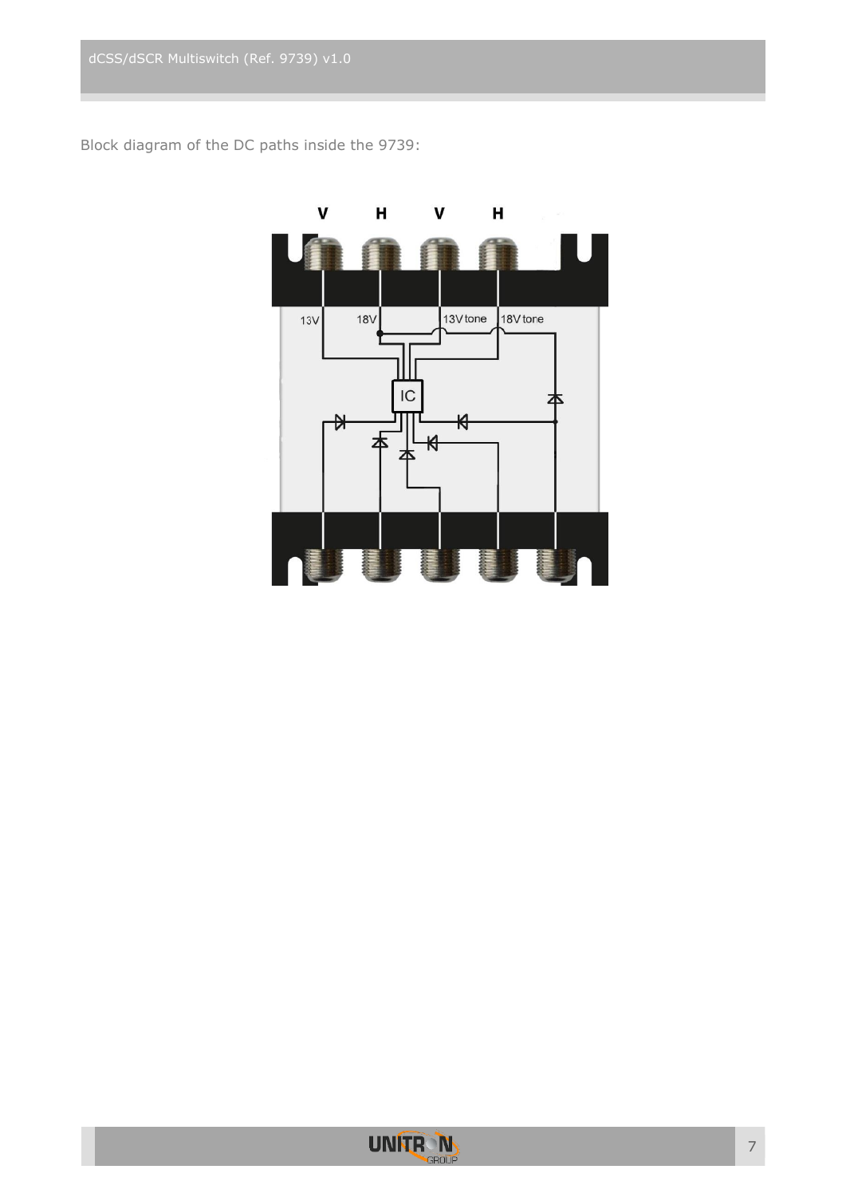Block diagram of the DC paths inside the 9739: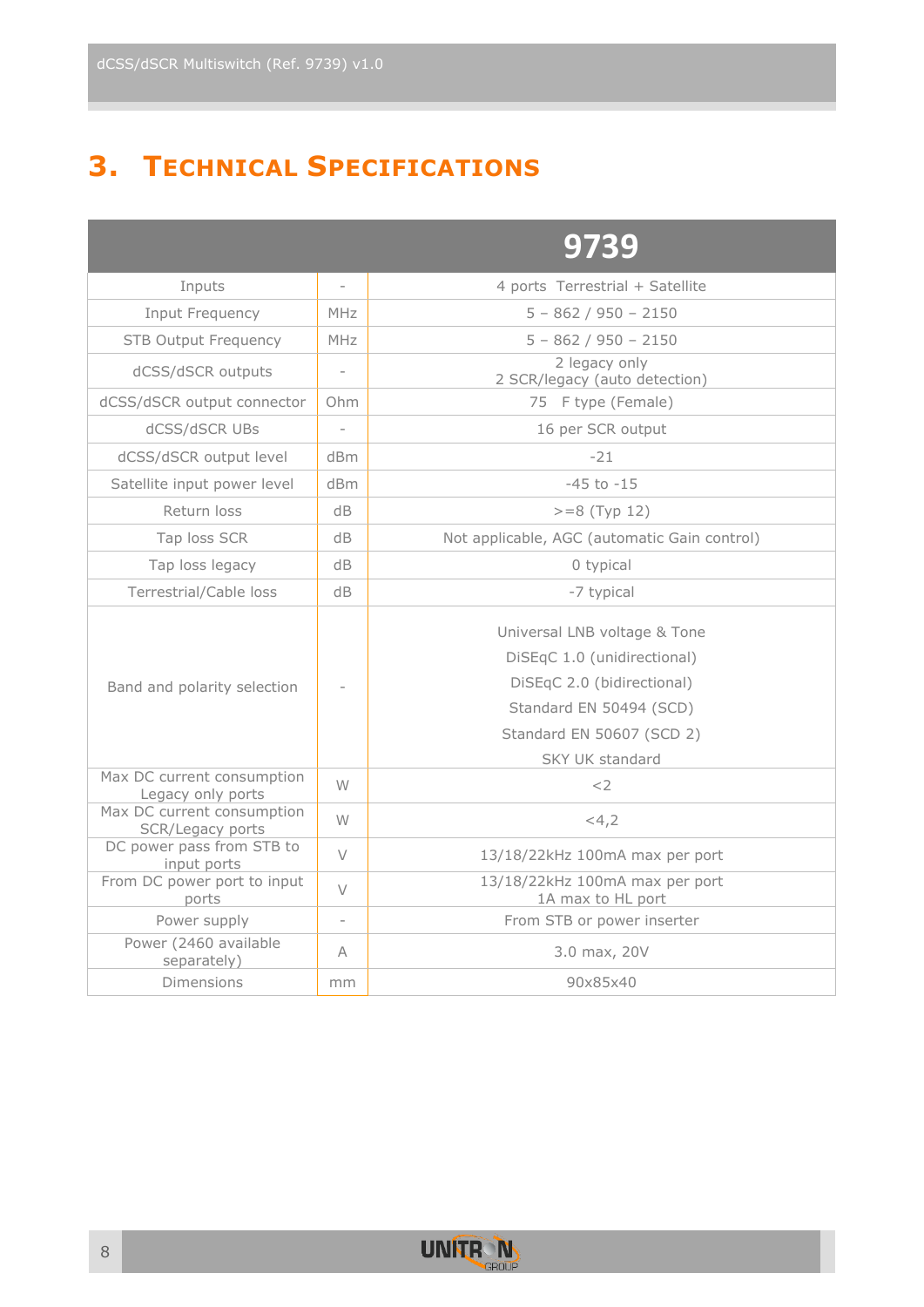# 3. Technical Specifications

| | | 9739 |
|---|---|---|
| Inputs | - | 4 ports Terrestrial + Satellite |
| Input Frequency | MHz | 5 – 862 / 950 – 2150 |
| STB Output Frequency | MHz | 5 – 862 / 950 – 2150 |
| dCSS/dSCR outputs | - | 2 legacy only<br>2 SCR/legacy (auto detection) |
| dCSS/dSCR output connector | Ohm | 75 F type (Female) |
| dCSS/dSCR UBs | - | 16 per SCR output |
| dCSS/dSCR output level | dBm | -21 |
| Satellite input power level | dBm | -45 to -15 |
| Return loss | dB | >=8 (Typ 12) |
| Tap loss SCR | dB | Not applicable, AGC (automatic Gain control) |
| Tap loss legacy | dB | 0 typical |
| Terrestrial/Cable loss | dB | -7 typical |
| Band and polarity selection | - | Universal LNB voltage & Tone<br>DiSEqC 1.0 (unidirectional)<br>DiSEqC 2.0 (bidirectional)<br>Standard EN 50494 (SCD)<br>Standard EN 50607 (SCD 2)<br>SKY UK standard |
| Max DC current consumption Legacy only ports | W | <2 |
| Max DC current consumption SCR/Legacy ports | W | <4,2 |
| DC power pass from STB to input ports | V | 13/18/22kHz 100mA max per port |
| From DC power port to input ports | V | 13/18/22kHz 100mA max per port<br>1A max to HL port |
| Power supply | - | From STB or power inserter |
| Power (2460 available separately) | A | 3.0 max, 20V |
| Dimensions | mm | 90x85x40 |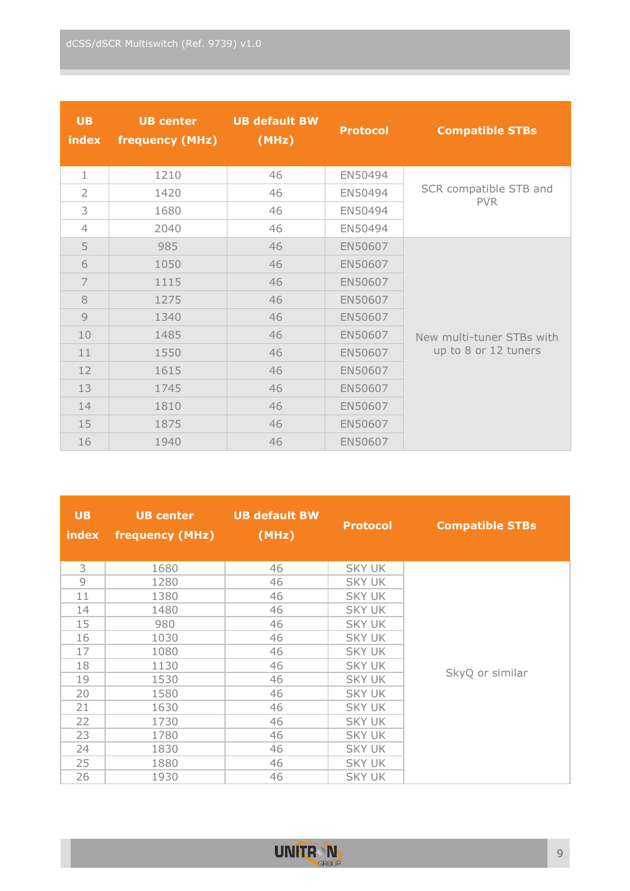| UB index | UB center frequency (MHz) | UB default BW (MHz) | Protocol | Compatible STBs |
|---|---|---|---|---|
| 1 | 1210 | 46 | EN50494 | SCR compatible STB and PVR |
| 2 | 1420 | 46 | EN50494 | |
| 3 | 1680 | 46 | EN50494 | |
| 4 | 2040 | 46 | EN50494 | |
| 5 | 985 | 46 | EN50607 | New multi-tuner STBs with up to 8 or 12 tuners |
| 6 | 1050 | 46 | EN50607 | |
| 7 | 1115 | 46 | EN50607 | |
| 8 | 1275 | 46 | EN50607 | |
| 9 | 1340 | 46 | EN50607 | |
| 10 | 1485 | 46 | EN50607 | |
| 11 | 1550 | 46 | EN50607 | |
| 12 | 1615 | 46 | EN50607 | |
| 13 | 1745 | 46 | EN50607 | |
| 14 | 1810 | 46 | EN50607 | |
| 15 | 1875 | 46 | EN50607 | |
| 16 | 1940 | 46 | EN50607 | |

| UB index | UB center frequency (MHz) | UB default BW (MHz) | Protocol | Compatible STBs |
|---|---|---|---|---|
| 3 | 1680 | 46 | SKY UK | SkyQ or similar |
| 9 | 1280 | 46 | SKY UK | |
| 11 | 1380 | 46 | SKY UK | |
| 14 | 1480 | 46 | SKY UK | |
| 15 | 980 | 46 | SKY UK | |
| 16 | 1030 | 46 | SKY UK | |
| 17 | 1080 | 46 | SKY UK | |
| 18 | 1130 | 46 | SKY UK | |
| 19 | 1530 | 46 | SKY UK | |
| 20 | 1580 | 46 | SKY UK | |
| 21 | 1630 | 46 | SKY UK | |
| 22 | 1730 | 46 | SKY UK | |
| 23 | 1780 | 46 | SKY UK | |
| 24 | 1830 | 46 | SKY UK | |
| 25 | 1880 | 46 | SKY UK | |
| 26 | 1930 | 46 | SKY UK | |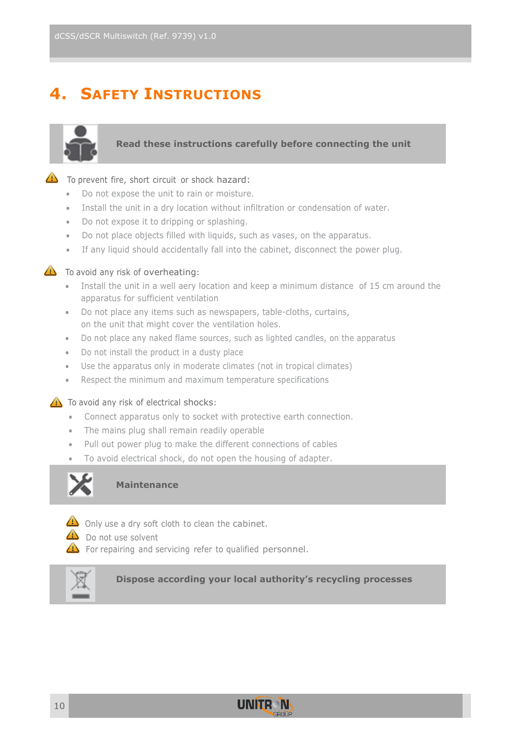# 4. Safety Instructions

**Read these instructions carefully before connecting the unit**

⚠ To prevent fire, short circuit or shock hazard:

- Do not expose the unit to rain or moisture.
- Install the unit in a dry location without infiltration or condensation of water.
- Do not expose it to dripping or splashing.
- Do not place objects filled with liquids, such as vases, on the apparatus.
- If any liquid should accidentally fall into the cabinet, disconnect the power plug.

⚠ To avoid any risk of overheating:

- Install the unit in a well aery location and keep a minimum distance of 15 cm around the apparatus for sufficient ventilation
- Do not place any items such as newspapers, table-cloths, curtains, on the unit that might cover the ventilation holes.
- Do not place any naked flame sources, such as lighted candles, on the apparatus
- Do not install the product in a dusty place
- Use the apparatus only in moderate climates (not in tropical climates)
- Respect the minimum and maximum temperature specifications

⚠ To avoid any risk of electrical shocks:

- Connect apparatus only to socket with protective earth connection.
- The mains plug shall remain readily operable
- Pull out power plug to make the different connections of cables
- To avoid electrical shock, do not open the housing of adapter.

**Maintenance**

⚠ Only use a dry soft cloth to clean the cabinet.
⚠ Do not use solvent
⚠ For repairing and servicing refer to qualified personnel.

**Dispose according your local authority's recycling processes**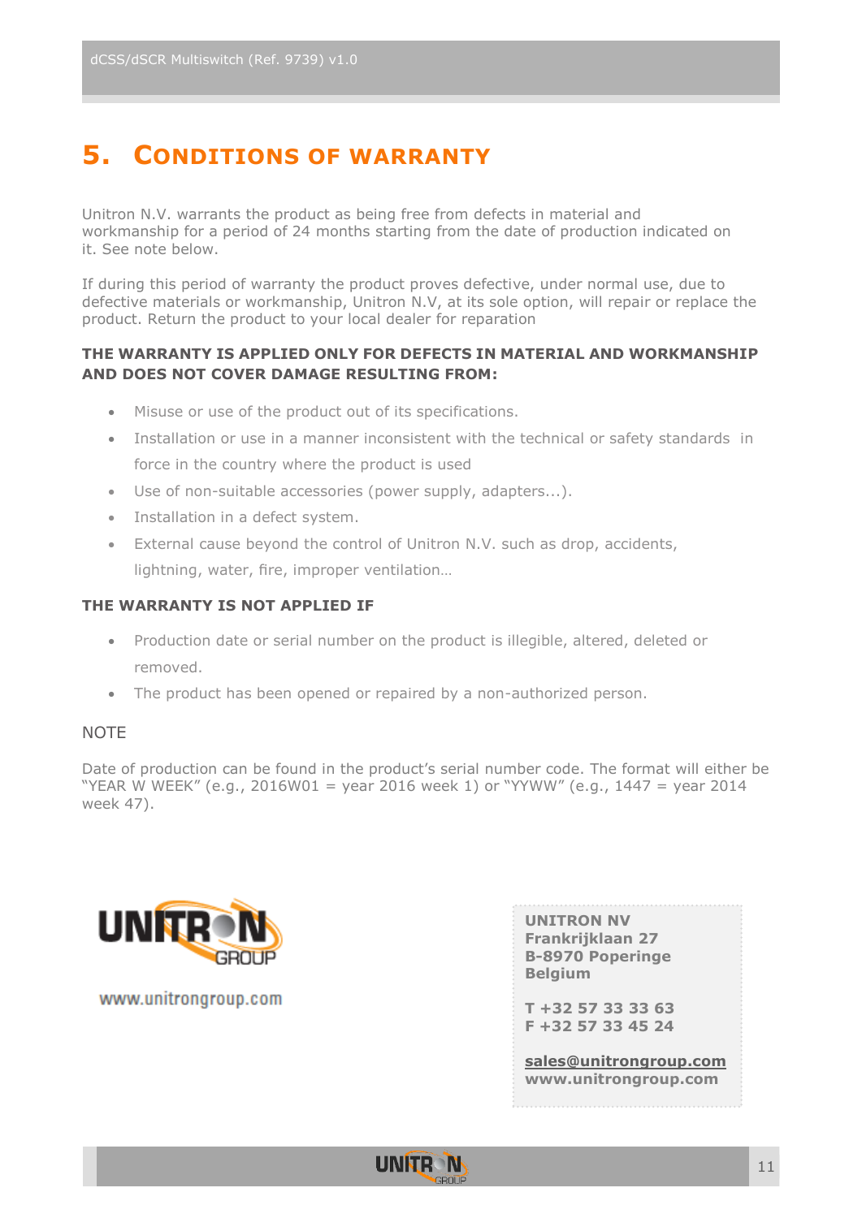# 5. Conditions of warranty

Unitron N.V. warrants the product as being free from defects in material and workmanship for a period of 24 months starting from the date of production indicated on it. See note below.

If during this period of warranty the product proves defective, under normal use, due to defective materials or workmanship, Unitron N.V, at its sole option, will repair or replace the product. Return the product to your local dealer for reparation

**THE WARRANTY IS APPLIED ONLY FOR DEFECTS IN MATERIAL AND WORKMANSHIP AND DOES NOT COVER DAMAGE RESULTING FROM:**

- Misuse or use of the product out of its specifications.
- Installation or use in a manner inconsistent with the technical or safety standards in force in the country where the product is used
- Use of non-suitable accessories (power supply, adapters...).
- Installation in a defect system.
- External cause beyond the control of Unitron N.V. such as drop, accidents, lightning, water, fire, improper ventilation…

**THE WARRANTY IS NOT APPLIED IF**

- Production date or serial number on the product is illegible, altered, deleted or removed.
- The product has been opened or repaired by a non-authorized person.

NOTE

Date of production can be found in the product's serial number code. The format will either be "YEAR W WEEK" (e.g., 2016W01 = year 2016 week 1) or "YYWW" (e.g., 1447 = year 2014 week 47).

UNITRON GROUP

www.unitrongroup.com

**UNITRON NV**
**Frankrijklaan 27**
**B-8970 Poperinge**
**Belgium**

**T +32 57 33 33 63**
**F +32 57 33 45 24**

**sales@unitrongroup.com**
**www.unitrongroup.com**